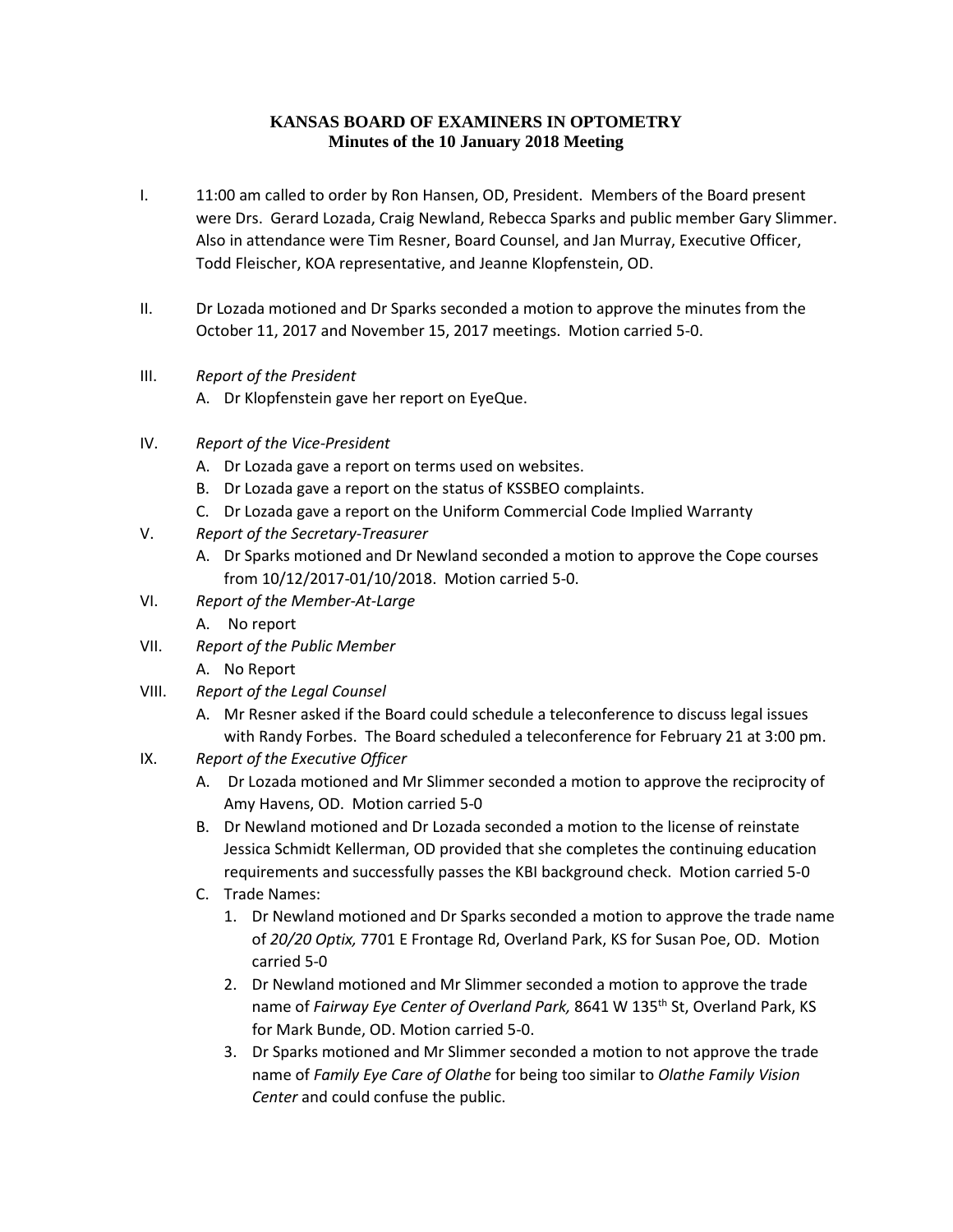# KANSAS BOARD OF EXAMINERS IN OPTOMETRY
## Minutes of the 10 January 2018 Meeting

I. 11:00 am called to order by Ron Hansen, OD, President. Members of the Board present were Drs. Gerard Lozada, Craig Newland, Rebecca Sparks and public member Gary Slimmer. Also in attendance were Tim Resner, Board Counsel, and Jan Murray, Executive Officer, Todd Fleischer, KOA representative, and Jeanne Klopfenstein, OD.

II. Dr Lozada motioned and Dr Sparks seconded a motion to approve the minutes from the October 11, 2017 and November 15, 2017 meetings. Motion carried 5-0.

III. *Report of the President*
   A. Dr Klopfenstein gave her report on EyeQue.

IV. *Report of the Vice-President*
   A. Dr Lozada gave a report on terms used on websites.
   B. Dr Lozada gave a report on the status of KSSBEO complaints.
   C. Dr Lozada gave a report on the Uniform Commercial Code Implied Warranty

V. *Report of the Secretary-Treasurer*
   A. Dr Sparks motioned and Dr Newland seconded a motion to approve the Cope courses from 10/12/2017-01/10/2018. Motion carried 5-0.

VI. *Report of the Member-At-Large*
   A. No report

VII. *Report of the Public Member*
   A. No Report

VIII. *Report of the Legal Counsel*
   A. Mr Resner asked if the Board could schedule a teleconference to discuss legal issues with Randy Forbes. The Board scheduled a teleconference for February 21 at 3:00 pm.

IX. *Report of the Executive Officer*
   A. Dr Lozada motioned and Mr Slimmer seconded a motion to approve the reciprocity of Amy Havens, OD. Motion carried 5-0
   B. Dr Newland motioned and Dr Lozada seconded a motion to the license of reinstate Jessica Schmidt Kellerman, OD provided that she completes the continuing education requirements and successfully passes the KBI background check. Motion carried 5-0
   C. Trade Names:
      1. Dr Newland motioned and Dr Sparks seconded a motion to approve the trade name of *20/20 Optix,* 7701 E Frontage Rd, Overland Park, KS for Susan Poe, OD. Motion carried 5-0
      2. Dr Newland motioned and Mr Slimmer seconded a motion to approve the trade name of *Fairway Eye Center of Overland Park,* 8641 W 135th St, Overland Park, KS for Mark Bunde, OD. Motion carried 5-0.
      3. Dr Sparks motioned and Mr Slimmer seconded a motion to not approve the trade name of *Family Eye Care of Olathe* for being too similar to *Olathe Family Vision Center* and could confuse the public.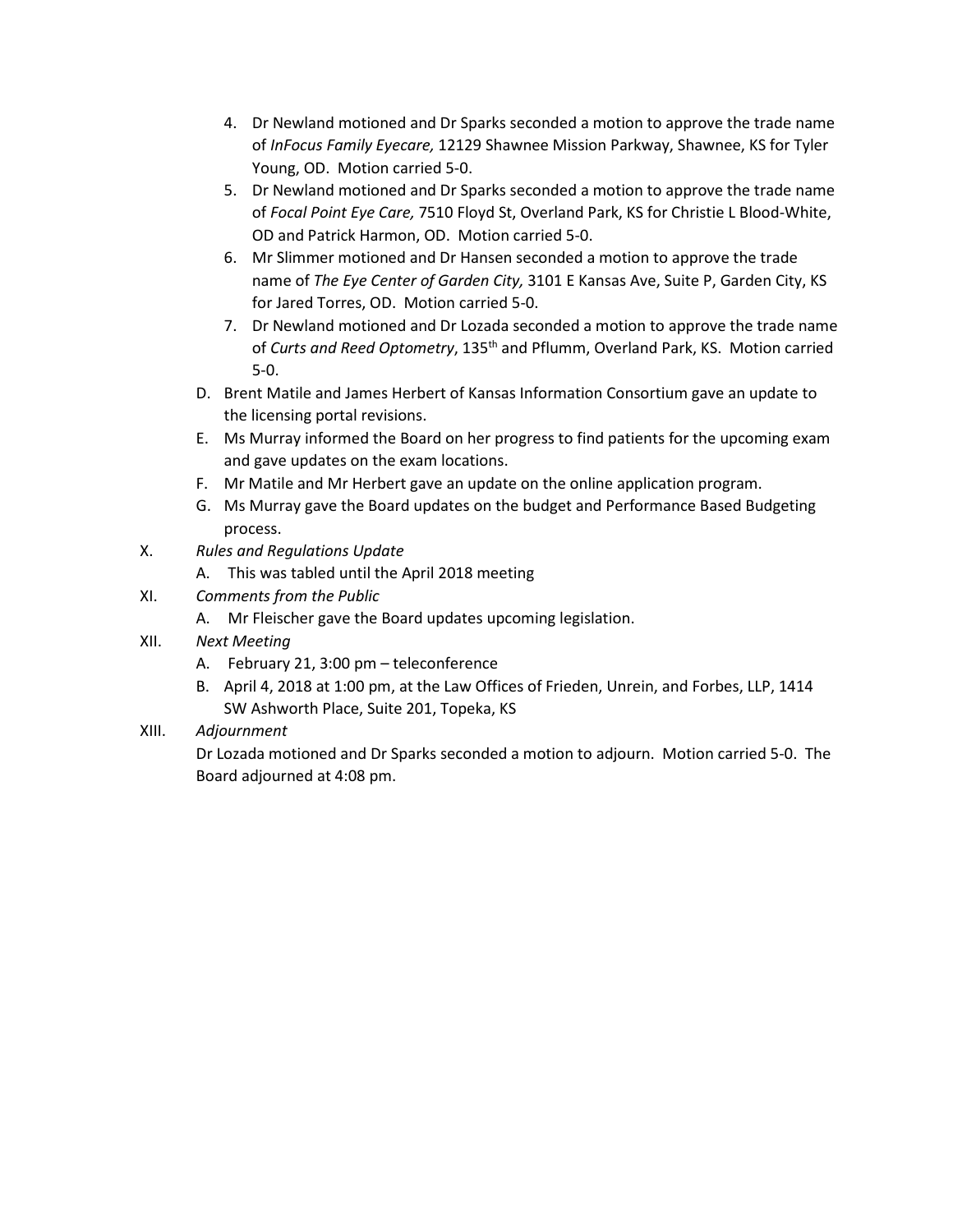4. Dr Newland motioned and Dr Sparks seconded a motion to approve the trade name of *InFocus Family Eyecare,* 12129 Shawnee Mission Parkway, Shawnee, KS for Tyler Young, OD. Motion carried 5-0.
5. Dr Newland motioned and Dr Sparks seconded a motion to approve the trade name of *Focal Point Eye Care,* 7510 Floyd St, Overland Park, KS for Christie L Blood-White, OD and Patrick Harmon, OD. Motion carried 5-0.
6. Mr Slimmer motioned and Dr Hansen seconded a motion to approve the trade name of *The Eye Center of Garden City,* 3101 E Kansas Ave, Suite P, Garden City, KS for Jared Torres, OD. Motion carried 5-0.
7. Dr Newland motioned and Dr Lozada seconded a motion to approve the trade name of *Curts and Reed Optometry*, 135th and Pflumm, Overland Park, KS. Motion carried 5-0.

D. Brent Matile and James Herbert of Kansas Information Consortium gave an update to the licensing portal revisions.

E. Ms Murray informed the Board on her progress to find patients for the upcoming exam and gave updates on the exam locations.

F. Mr Matile and Mr Herbert gave an update on the online application program.

G. Ms Murray gave the Board updates on the budget and Performance Based Budgeting process.

X. *Rules and Regulations Update*

A. This was tabled until the April 2018 meeting

XI. *Comments from the Public*

A. Mr Fleischer gave the Board updates upcoming legislation.

XII. *Next Meeting*

A. February 21, 3:00 pm – teleconference

B. April 4, 2018 at 1:00 pm, at the Law Offices of Frieden, Unrein, and Forbes, LLP, 1414 SW Ashworth Place, Suite 201, Topeka, KS

XIII. *Adjournment*

Dr Lozada motioned and Dr Sparks seconded a motion to adjourn. Motion carried 5-0. The Board adjourned at 4:08 pm.